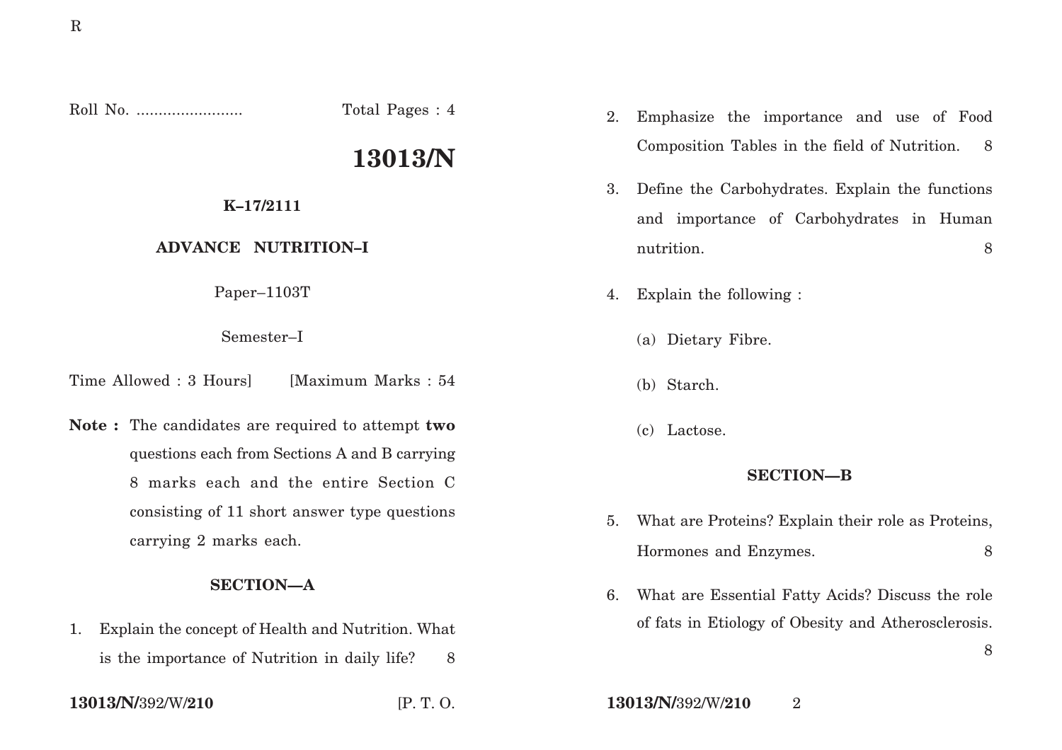Roll No. ........................ Total Pages : 4

# 13013/N

**K–17/2111**

**ADVANCE NUTRITION–I**

Paper–1103T

Semester–I

Time Allowed : 3 Hours] [Maximum Marks : 54

**Note :** The candidates are required to attempt **two** questions each from Sections A and B carrying 8 marks each and the entire Section C consisting of 11 short answer type questions carrying 2 marks each.

## SECTION—A

1. Explain the concept of Health and Nutrition. What is the importance of Nutrition in daily life? 8

2. Emphasize the importance and use of Food Composition Tables in the field of Nutrition. 8

3. Define the Carbohydrates. Explain the functions and importance of Carbohydrates in Human nutrition. 8

4. Explain the following :

   (a) Dietary Fibre.

   (b) Starch.

   (c) Lactose.

## SECTION—B

5. What are Proteins? Explain their role as Proteins, Hormones and Enzymes. 8

6. What are Essential Fatty Acids? Discuss the role of fats in Etiology of Obesity and Atherosclerosis. 8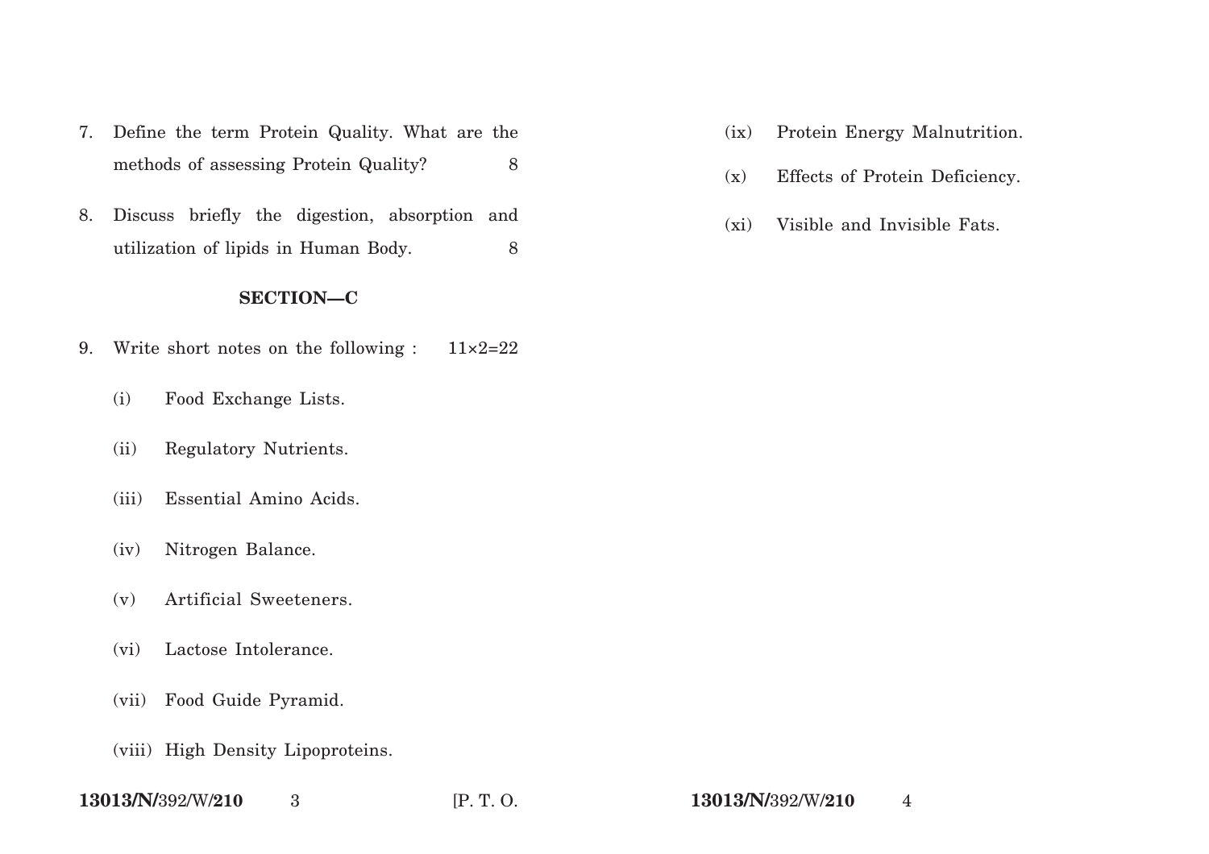7. Define the term Protein Quality. What are the methods of assessing Protein Quality? 8

8. Discuss briefly the digestion, absorption and utilization of lipids in Human Body. 8

## SECTION—C

9. Write short notes on the following : 11×2=22

   (i) Food Exchange Lists.

   (ii) Regulatory Nutrients.

   (iii) Essential Amino Acids.

   (iv) Nitrogen Balance.

   (v) Artificial Sweeteners.

   (vi) Lactose Intolerance.

   (vii) Food Guide Pyramid.

   (viii) High Density Lipoproteins.

   (ix) Protein Energy Malnutrition.

   (x) Effects of Protein Deficiency.

   (xi) Visible and Invisible Fats.